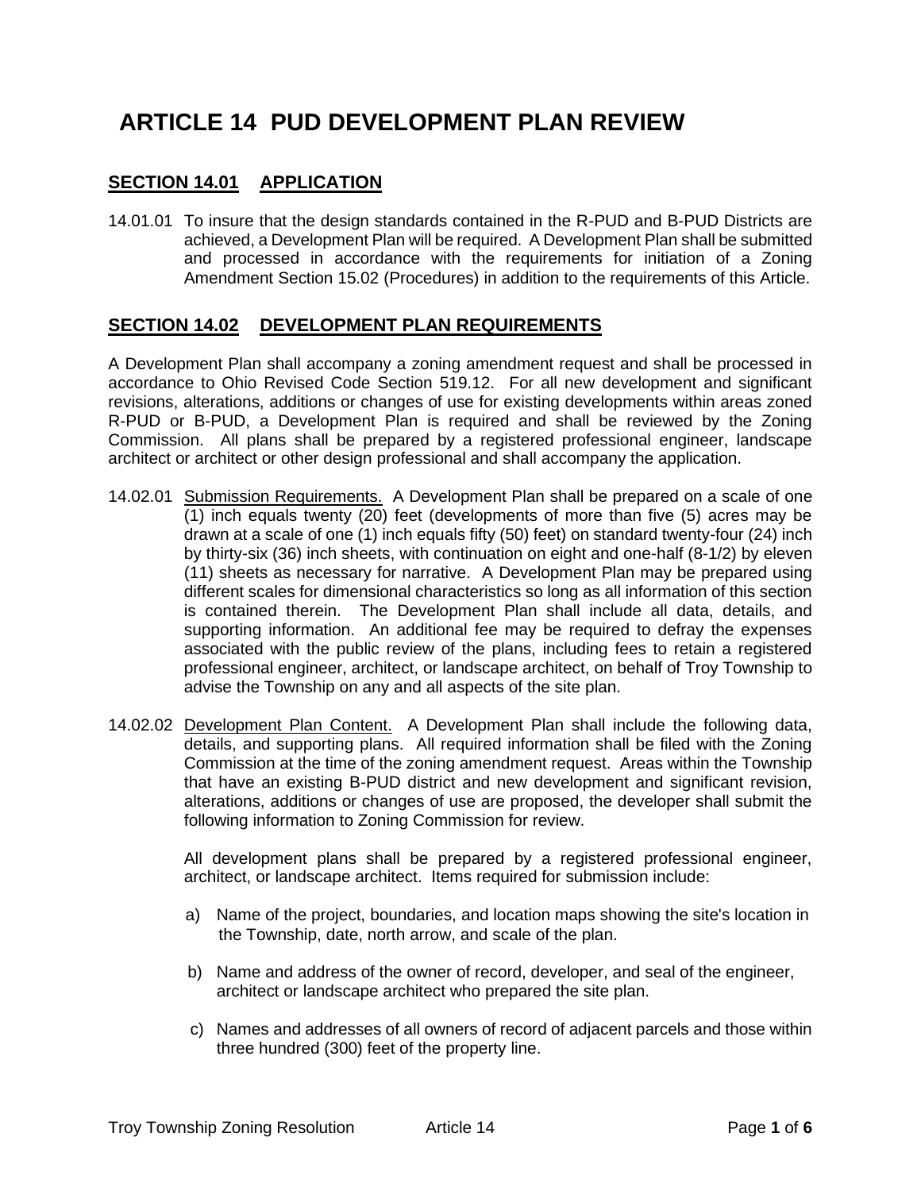# ARTICLE 14 PUD DEVELOPMENT PLAN REVIEW

## SECTION 14.01 APPLICATION

14.01.01 To insure that the design standards contained in the R-PUD and B-PUD Districts are achieved, a Development Plan will be required. A Development Plan shall be submitted and processed in accordance with the requirements for initiation of a Zoning Amendment Section 15.02 (Procedures) in addition to the requirements of this Article.

## SECTION 14.02 DEVELOPMENT PLAN REQUIREMENTS

A Development Plan shall accompany a zoning amendment request and shall be processed in accordance to Ohio Revised Code Section 519.12. For all new development and significant revisions, alterations, additions or changes of use for existing developments within areas zoned R-PUD or B-PUD, a Development Plan is required and shall be reviewed by the Zoning Commission. All plans shall be prepared by a registered professional engineer, landscape architect or architect or other design professional and shall accompany the application.

14.02.01 Submission Requirements. A Development Plan shall be prepared on a scale of one (1) inch equals twenty (20) feet (developments of more than five (5) acres may be drawn at a scale of one (1) inch equals fifty (50) feet) on standard twenty-four (24) inch by thirty-six (36) inch sheets, with continuation on eight and one-half (8-1/2) by eleven (11) sheets as necessary for narrative. A Development Plan may be prepared using different scales for dimensional characteristics so long as all information of this section is contained therein. The Development Plan shall include all data, details, and supporting information. An additional fee may be required to defray the expenses associated with the public review of the plans, including fees to retain a registered professional engineer, architect, or landscape architect, on behalf of Troy Township to advise the Township on any and all aspects of the site plan.

14.02.02 Development Plan Content. A Development Plan shall include the following data, details, and supporting plans. All required information shall be filed with the Zoning Commission at the time of the zoning amendment request. Areas within the Township that have an existing B-PUD district and new development and significant revision, alterations, additions or changes of use are proposed, the developer shall submit the following information to Zoning Commission for review.

All development plans shall be prepared by a registered professional engineer, architect, or landscape architect. Items required for submission include:

a) Name of the project, boundaries, and location maps showing the site's location in the Township, date, north arrow, and scale of the plan.

b) Name and address of the owner of record, developer, and seal of the engineer, architect or landscape architect who prepared the site plan.

c) Names and addresses of all owners of record of adjacent parcels and those within three hundred (300) feet of the property line.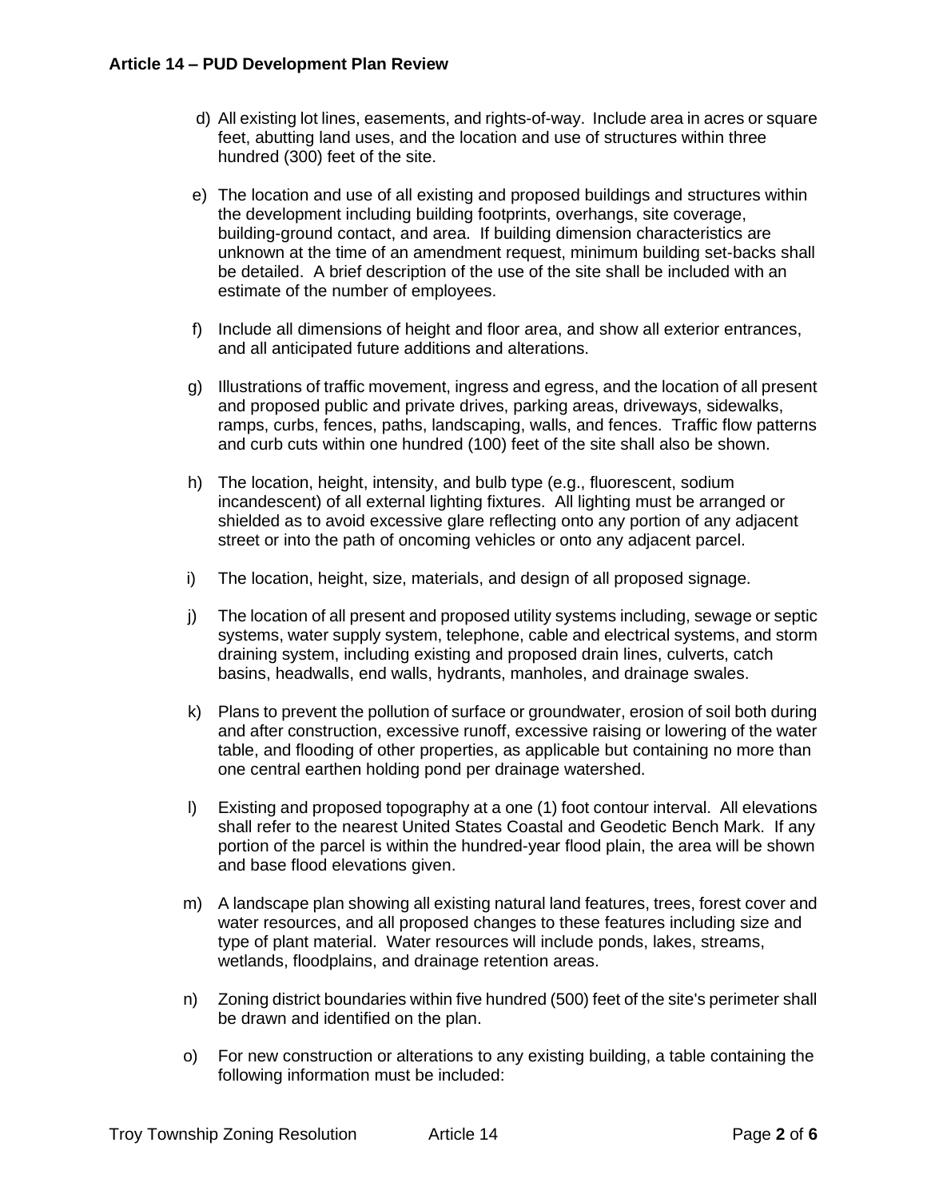d) All existing lot lines, easements, and rights-of-way. Include area in acres or square feet, abutting land uses, and the location and use of structures within three hundred (300) feet of the site.

e) The location and use of all existing and proposed buildings and structures within the development including building footprints, overhangs, site coverage, building-ground contact, and area. If building dimension characteristics are unknown at the time of an amendment request, minimum building set-backs shall be detailed. A brief description of the use of the site shall be included with an estimate of the number of employees.

f) Include all dimensions of height and floor area, and show all exterior entrances, and all anticipated future additions and alterations.

g) Illustrations of traffic movement, ingress and egress, and the location of all present and proposed public and private drives, parking areas, driveways, sidewalks, ramps, curbs, fences, paths, landscaping, walls, and fences. Traffic flow patterns and curb cuts within one hundred (100) feet of the site shall also be shown.

h) The location, height, intensity, and bulb type (e.g., fluorescent, sodium incandescent) of all external lighting fixtures. All lighting must be arranged or shielded as to avoid excessive glare reflecting onto any portion of any adjacent street or into the path of oncoming vehicles or onto any adjacent parcel.

i) The location, height, size, materials, and design of all proposed signage.

j) The location of all present and proposed utility systems including, sewage or septic systems, water supply system, telephone, cable and electrical systems, and storm draining system, including existing and proposed drain lines, culverts, catch basins, headwalls, end walls, hydrants, manholes, and drainage swales.

k) Plans to prevent the pollution of surface or groundwater, erosion of soil both during and after construction, excessive runoff, excessive raising or lowering of the water table, and flooding of other properties, as applicable but containing no more than one central earthen holding pond per drainage watershed.

l) Existing and proposed topography at a one (1) foot contour interval. All elevations shall refer to the nearest United States Coastal and Geodetic Bench Mark. If any portion of the parcel is within the hundred-year flood plain, the area will be shown and base flood elevations given.

m) A landscape plan showing all existing natural land features, trees, forest cover and water resources, and all proposed changes to these features including size and type of plant material. Water resources will include ponds, lakes, streams, wetlands, floodplains, and drainage retention areas.

n) Zoning district boundaries within five hundred (500) feet of the site's perimeter shall be drawn and identified on the plan.

o) For new construction or alterations to any existing building, a table containing the following information must be included: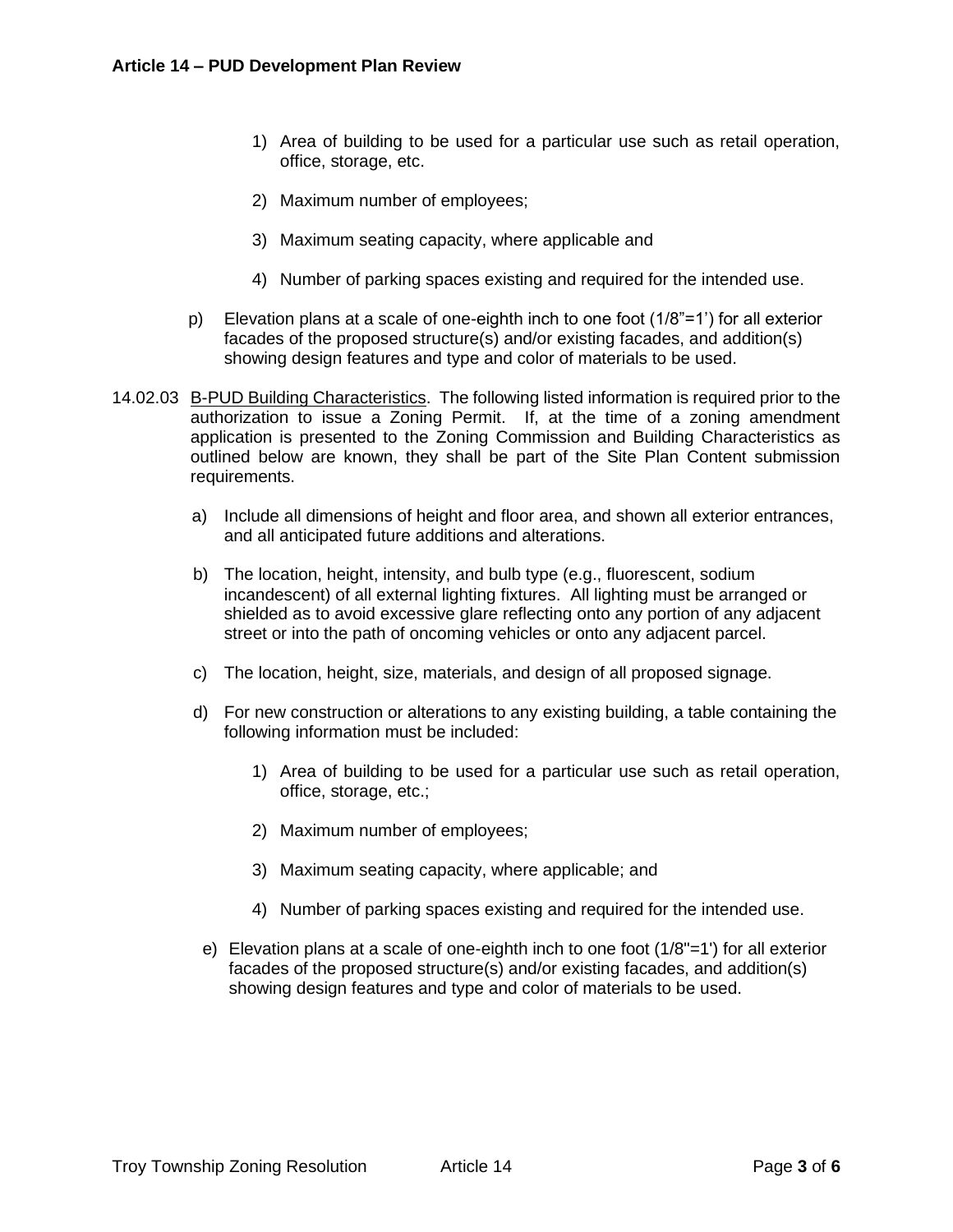1) Area of building to be used for a particular use such as retail operation, office, storage, etc.

2) Maximum number of employees;

3) Maximum seating capacity, where applicable and

4) Number of parking spaces existing and required for the intended use.

p) Elevation plans at a scale of one-eighth inch to one foot (1/8"=1') for all exterior facades of the proposed structure(s) and/or existing facades, and addition(s) showing design features and type and color of materials to be used.

14.02.03 <u>B-PUD Building Characteristics</u>. The following listed information is required prior to the authorization to issue a Zoning Permit. If, at the time of a zoning amendment application is presented to the Zoning Commission and Building Characteristics as outlined below are known, they shall be part of the Site Plan Content submission requirements.

a) Include all dimensions of height and floor area, and shown all exterior entrances, and all anticipated future additions and alterations.

b) The location, height, intensity, and bulb type (e.g., fluorescent, sodium incandescent) of all external lighting fixtures. All lighting must be arranged or shielded as to avoid excessive glare reflecting onto any portion of any adjacent street or into the path of oncoming vehicles or onto any adjacent parcel.

c) The location, height, size, materials, and design of all proposed signage.

d) For new construction or alterations to any existing building, a table containing the following information must be included:

1) Area of building to be used for a particular use such as retail operation, office, storage, etc.;

2) Maximum number of employees;

3) Maximum seating capacity, where applicable; and

4) Number of parking spaces existing and required for the intended use.

e) Elevation plans at a scale of one-eighth inch to one foot (1/8"=1') for all exterior facades of the proposed structure(s) and/or existing facades, and addition(s) showing design features and type and color of materials to be used.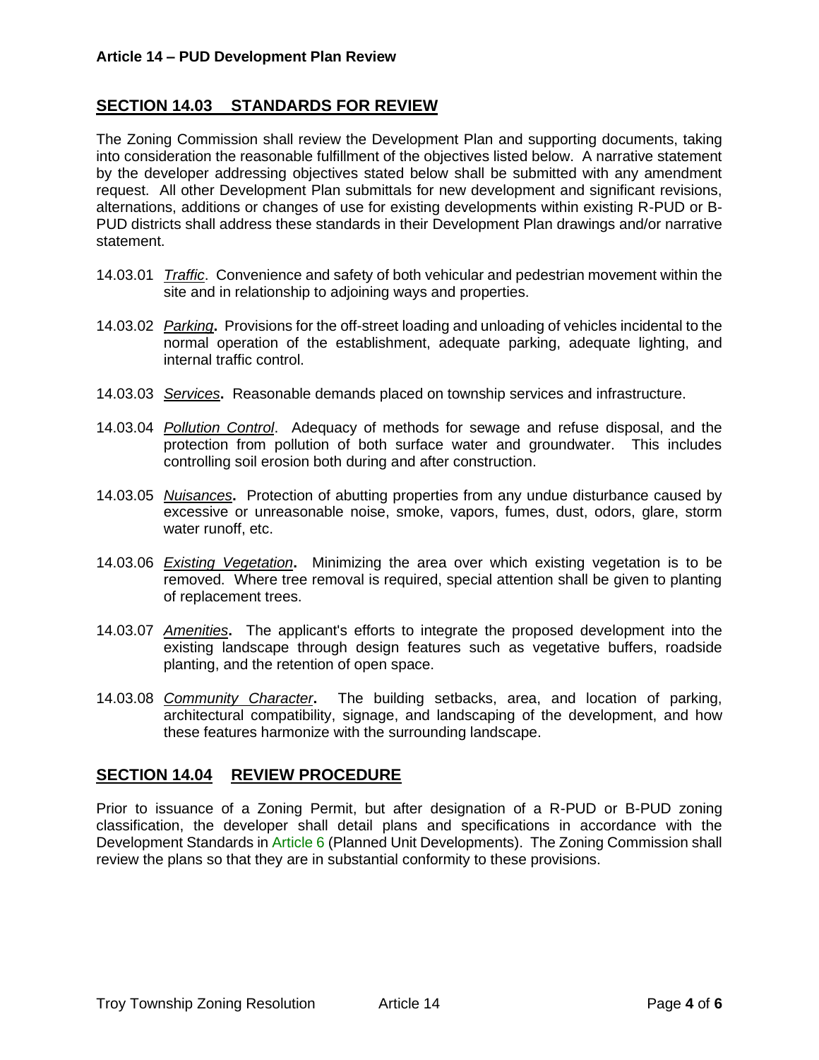## SECTION 14.03 STANDARDS FOR REVIEW

The Zoning Commission shall review the Development Plan and supporting documents, taking into consideration the reasonable fulfillment of the objectives listed below. A narrative statement by the developer addressing objectives stated below shall be submitted with any amendment request. All other Development Plan submittals for new development and significant revisions, alternations, additions or changes of use for existing developments within existing R-PUD or B-PUD districts shall address these standards in their Development Plan drawings and/or narrative statement.

14.03.01 *Traffic*. Convenience and safety of both vehicular and pedestrian movement within the site and in relationship to adjoining ways and properties.

14.03.02 *Parking***.** Provisions for the off-street loading and unloading of vehicles incidental to the normal operation of the establishment, adequate parking, adequate lighting, and internal traffic control.

14.03.03 *Services***.** Reasonable demands placed on township services and infrastructure.

14.03.04 *Pollution Control*. Adequacy of methods for sewage and refuse disposal, and the protection from pollution of both surface water and groundwater. This includes controlling soil erosion both during and after construction.

14.03.05 *Nuisances***.** Protection of abutting properties from any undue disturbance caused by excessive or unreasonable noise, smoke, vapors, fumes, dust, odors, glare, storm water runoff, etc.

14.03.06 *Existing Vegetation***.** Minimizing the area over which existing vegetation is to be removed. Where tree removal is required, special attention shall be given to planting of replacement trees.

14.03.07 *Amenities***.** The applicant's efforts to integrate the proposed development into the existing landscape through design features such as vegetative buffers, roadside planting, and the retention of open space.

14.03.08 *Community Character***.** The building setbacks, area, and location of parking, architectural compatibility, signage, and landscaping of the development, and how these features harmonize with the surrounding landscape.

## SECTION 14.04 REVIEW PROCEDURE

Prior to issuance of a Zoning Permit, but after designation of a R-PUD or B-PUD zoning classification, the developer shall detail plans and specifications in accordance with the Development Standards in Article 6 (Planned Unit Developments). The Zoning Commission shall review the plans so that they are in substantial conformity to these provisions.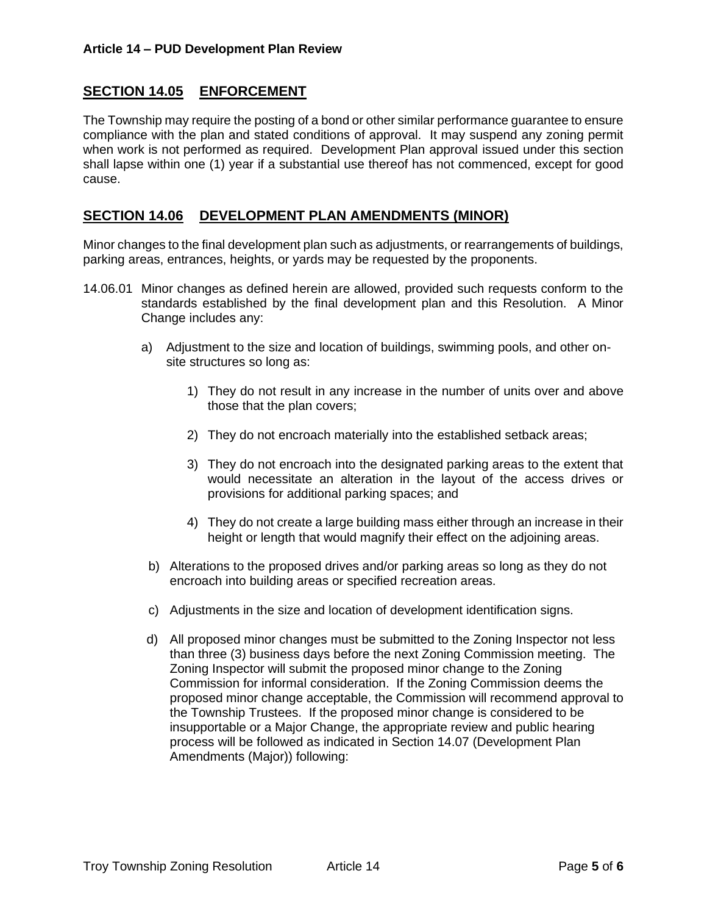## SECTION 14.05 ENFORCEMENT

The Township may require the posting of a bond or other similar performance guarantee to ensure compliance with the plan and stated conditions of approval. It may suspend any zoning permit when work is not performed as required. Development Plan approval issued under this section shall lapse within one (1) year if a substantial use thereof has not commenced, except for good cause.

## SECTION 14.06 DEVELOPMENT PLAN AMENDMENTS (MINOR)

Minor changes to the final development plan such as adjustments, or rearrangements of buildings, parking areas, entrances, heights, or yards may be requested by the proponents.

14.06.01 Minor changes as defined herein are allowed, provided such requests conform to the standards established by the final development plan and this Resolution. A Minor Change includes any:

a) Adjustment to the size and location of buildings, swimming pools, and other on-site structures so long as:

   1) They do not result in any increase in the number of units over and above those that the plan covers;

   2) They do not encroach materially into the established setback areas;

   3) They do not encroach into the designated parking areas to the extent that would necessitate an alteration in the layout of the access drives or provisions for additional parking spaces; and

   4) They do not create a large building mass either through an increase in their height or length that would magnify their effect on the adjoining areas.

b) Alterations to the proposed drives and/or parking areas so long as they do not encroach into building areas or specified recreation areas.

c) Adjustments in the size and location of development identification signs.

d) All proposed minor changes must be submitted to the Zoning Inspector not less than three (3) business days before the next Zoning Commission meeting. The Zoning Inspector will submit the proposed minor change to the Zoning Commission for informal consideration. If the Zoning Commission deems the proposed minor change acceptable, the Commission will recommend approval to the Township Trustees. If the proposed minor change is considered to be insupportable or a Major Change, the appropriate review and public hearing process will be followed as indicated in Section 14.07 (Development Plan Amendments (Major)) following: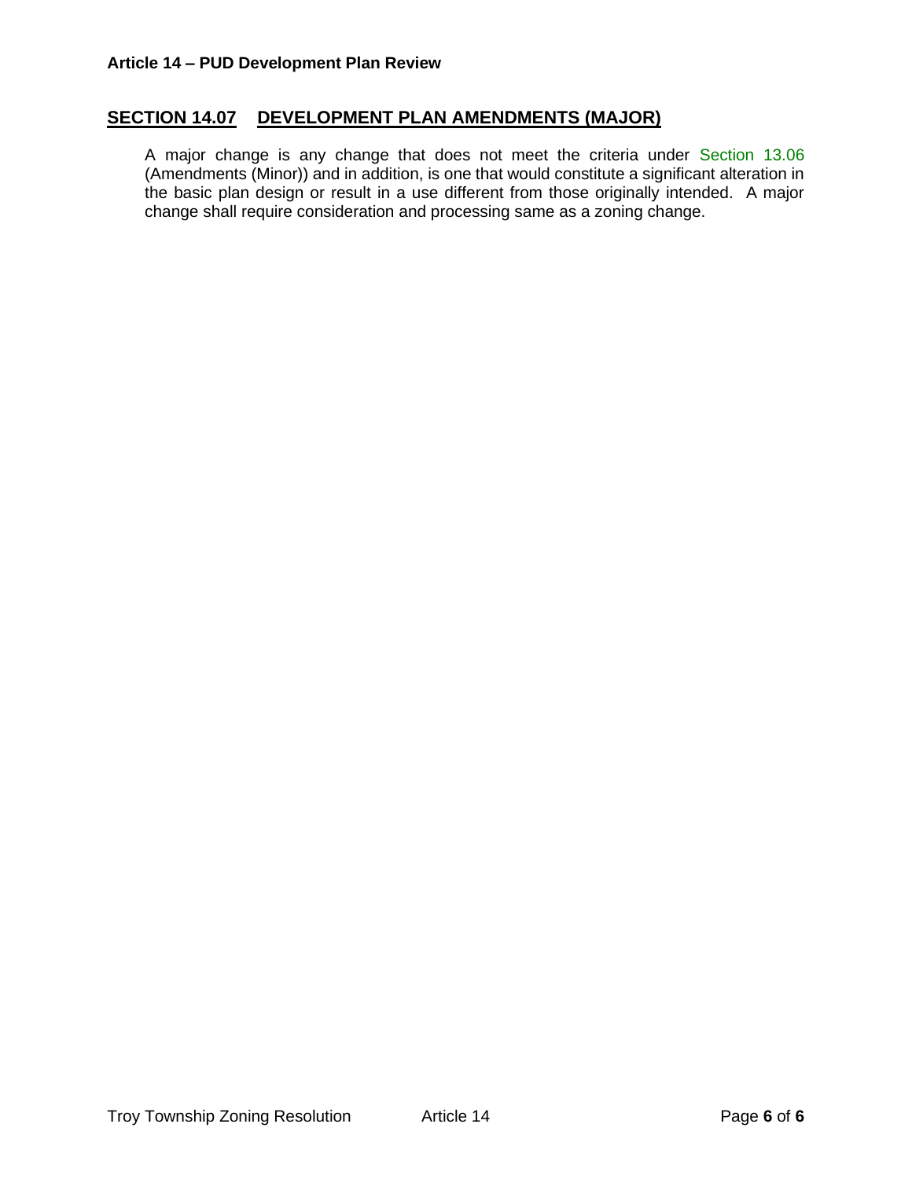## SECTION 14.07 DEVELOPMENT PLAN AMENDMENTS (MAJOR)

A major change is any change that does not meet the criteria under Section 13.06 (Amendments (Minor)) and in addition, is one that would constitute a significant alteration in the basic plan design or result in a use different from those originally intended. A major change shall require consideration and processing same as a zoning change.